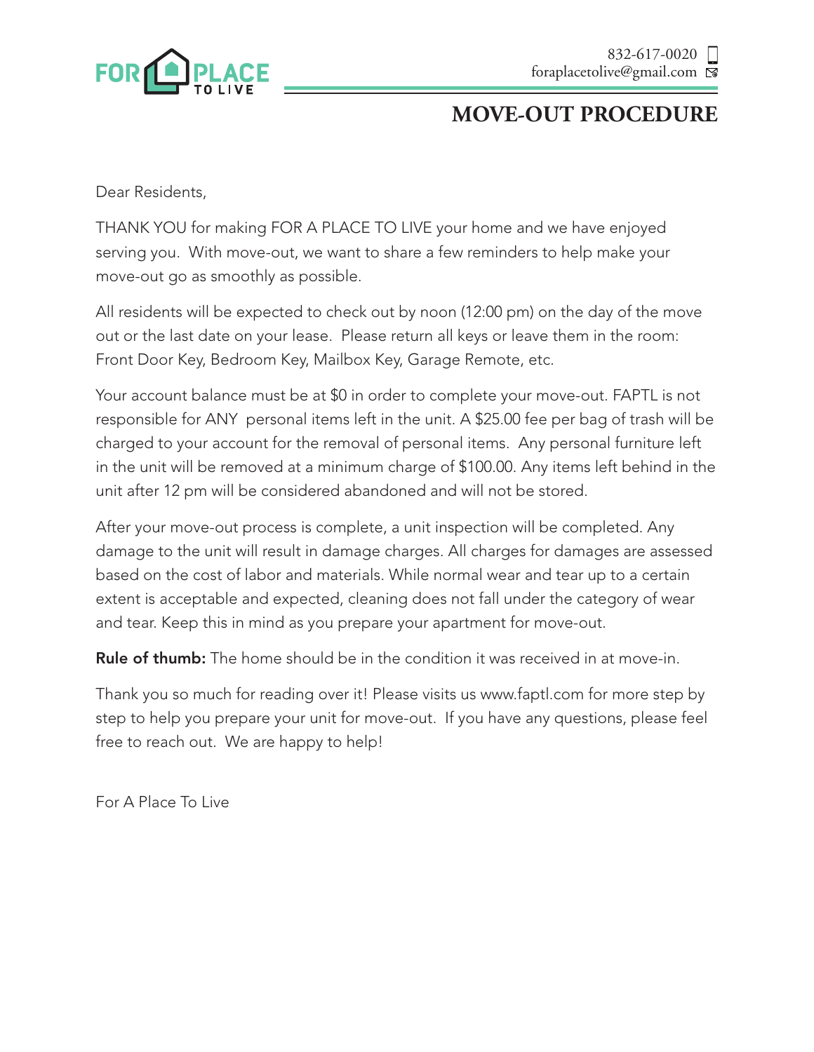FOR A PLACE TO LIVE

832-617-0020
foraplacetolive@gmail.com

# MOVE-OUT PROCEDURE

Dear Residents,

THANK YOU for making FOR A PLACE TO LIVE your home and we have enjoyed serving you. With move-out, we want to share a few reminders to help make your move-out go as smoothly as possible.

All residents will be expected to check out by noon (12:00 pm) on the day of the move out or the last date on your lease. Please return all keys or leave them in the room: Front Door Key, Bedroom Key, Mailbox Key, Garage Remote, etc.

Your account balance must be at $0 in order to complete your move-out. FAPTL is not responsible for ANY personal items left in the unit. A $25.00 fee per bag of trash will be charged to your account for the removal of personal items. Any personal furniture left in the unit will be removed at a minimum charge of $100.00. Any items left behind in the unit after 12 pm will be considered abandoned and will not be stored.

After your move-out process is complete, a unit inspection will be completed. Any damage to the unit will result in damage charges. All charges for damages are assessed based on the cost of labor and materials. While normal wear and tear up to a certain extent is acceptable and expected, cleaning does not fall under the category of wear and tear. Keep this in mind as you prepare your apartment for move-out.

**Rule of thumb:** The home should be in the condition it was received in at move-in.

Thank you so much for reading over it! Please visits us www.faptl.com for more step by step to help you prepare your unit for move-out. If you have any questions, please feel free to reach out. We are happy to help!

For A Place To Live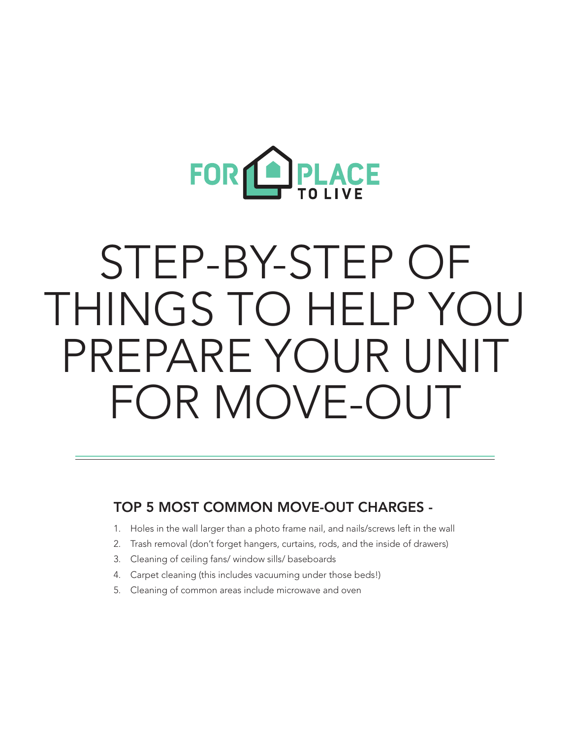FOR PLACE TO LIVE

# STEP-BY-STEP OF THINGS TO HELP YOU PREPARE YOUR UNIT FOR MOVE-OUT

---

## TOP 5 MOST COMMON MOVE-OUT CHARGES -

1. Holes in the wall larger than a photo frame nail, and nails/screws left in the wall
2. Trash removal (don't forget hangers, curtains, rods, and the inside of drawers)
3. Cleaning of ceiling fans/ window sills/ baseboards
4. Carpet cleaning (this includes vacuuming under those beds!)
5. Cleaning of common areas include microwave and oven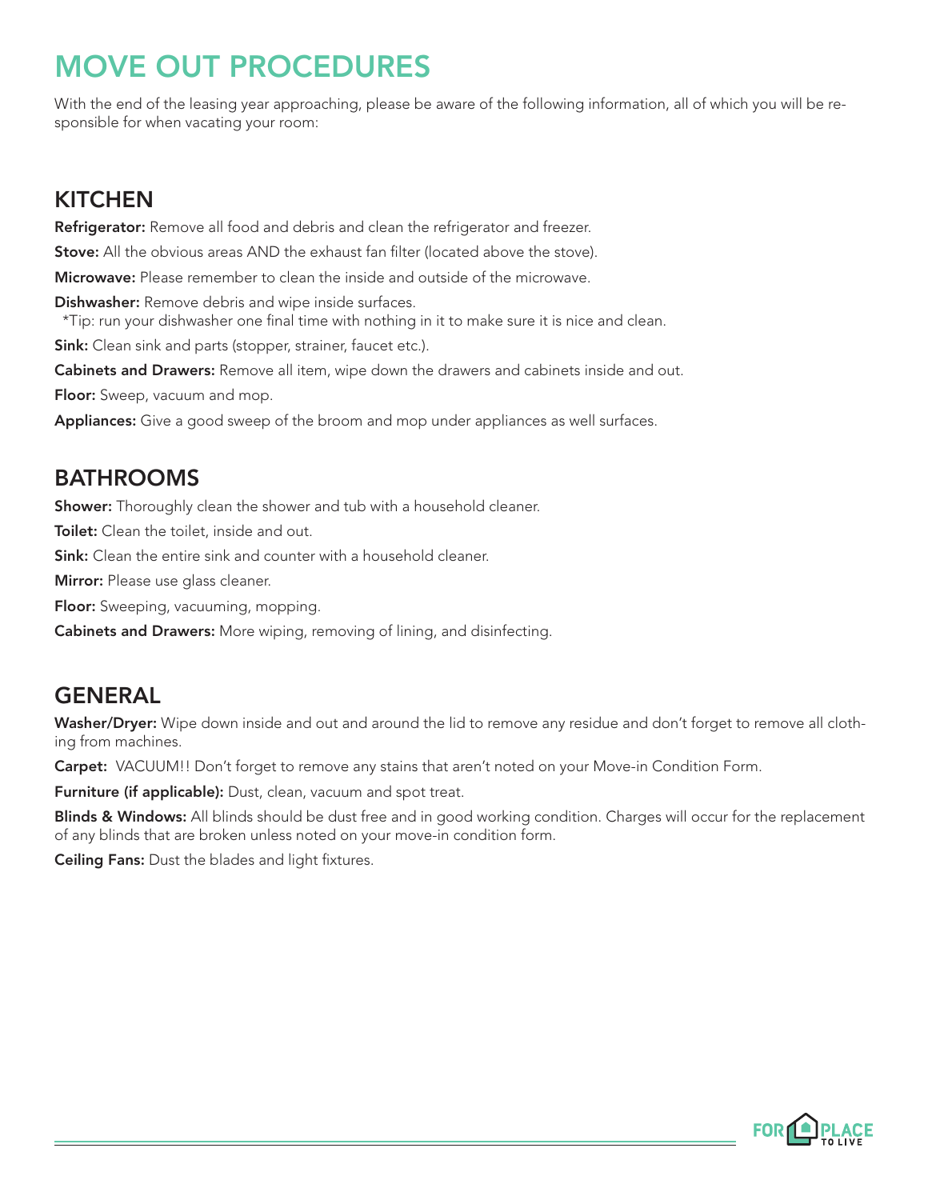# MOVE OUT PROCEDURES

With the end of the leasing year approaching, please be aware of the following information, all of which you will be responsible for when vacating your room:

## KITCHEN

**Refrigerator:** Remove all food and debris and clean the refrigerator and freezer.

**Stove:** All the obvious areas AND the exhaust fan filter (located above the stove).

**Microwave:** Please remember to clean the inside and outside of the microwave.

**Dishwasher:** Remove debris and wipe inside surfaces.
*Tip: run your dishwasher one final time with nothing in it to make sure it is nice and clean.

**Sink:** Clean sink and parts (stopper, strainer, faucet etc.).

**Cabinets and Drawers:** Remove all item, wipe down the drawers and cabinets inside and out.

**Floor:** Sweep, vacuum and mop.

**Appliances:** Give a good sweep of the broom and mop under appliances as well surfaces.

## BATHROOMS

**Shower:** Thoroughly clean the shower and tub with a household cleaner.

**Toilet:** Clean the toilet, inside and out.

**Sink:** Clean the entire sink and counter with a household cleaner.

**Mirror:** Please use glass cleaner.

**Floor:** Sweeping, vacuuming, mopping.

**Cabinets and Drawers:** More wiping, removing of lining, and disinfecting.

## GENERAL

**Washer/Dryer:** Wipe down inside and out and around the lid to remove any residue and don't forget to remove all clothing from machines.

**Carpet:** VACUUM!! Don't forget to remove any stains that aren't noted on your Move-in Condition Form.

**Furniture (if applicable):** Dust, clean, vacuum and spot treat.

**Blinds & Windows:** All blinds should be dust free and in good working condition. Charges will occur for the replacement of any blinds that are broken unless noted on your move-in condition form.

**Ceiling Fans:** Dust the blades and light fixtures.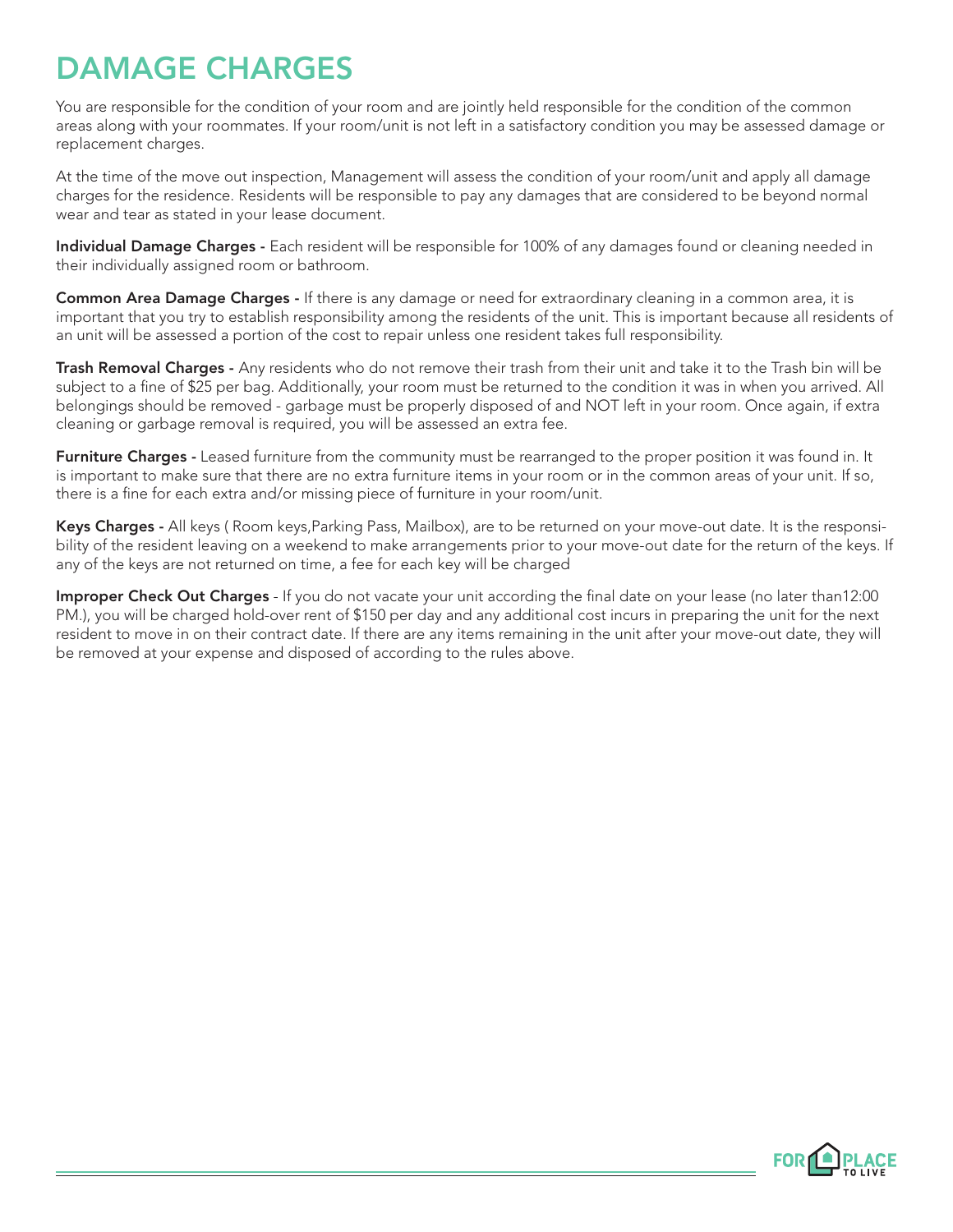# DAMAGE CHARGES

You are responsible for the condition of your room and are jointly held responsible for the condition of the common areas along with your roommates. If your room/unit is not left in a satisfactory condition you may be assessed damage or replacement charges.

At the time of the move out inspection, Management will assess the condition of your room/unit and apply all damage charges for the residence. Residents will be responsible to pay any damages that are considered to be beyond normal wear and tear as stated in your lease document.

**Individual Damage Charges -** Each resident will be responsible for 100% of any damages found or cleaning needed in their individually assigned room or bathroom.

**Common Area Damage Charges -** If there is any damage or need for extraordinary cleaning in a common area, it is important that you try to establish responsibility among the residents of the unit. This is important because all residents of an unit will be assessed a portion of the cost to repair unless one resident takes full responsibility.

**Trash Removal Charges -** Any residents who do not remove their trash from their unit and take it to the Trash bin will be subject to a fine of $25 per bag. Additionally, your room must be returned to the condition it was in when you arrived. All belongings should be removed - garbage must be properly disposed of and NOT left in your room. Once again, if extra cleaning or garbage removal is required, you will be assessed an extra fee.

**Furniture Charges -** Leased furniture from the community must be rearranged to the proper position it was found in. It is important to make sure that there are no extra furniture items in your room or in the common areas of your unit. If so, there is a fine for each extra and/or missing piece of furniture in your room/unit.

**Keys Charges -** All keys ( Room keys,Parking Pass, Mailbox), are to be returned on your move-out date. It is the responsibility of the resident leaving on a weekend to make arrangements prior to your move-out date for the return of the keys. If any of the keys are not returned on time, a fee for each key will be charged

**Improper Check Out Charges** - If you do not vacate your unit according the final date on your lease (no later than12:00 PM.), you will be charged hold-over rent of $150 per day and any additional cost incurs in preparing the unit for the next resident to move in on their contract date. If there are any items remaining in the unit after your move-out date, they will be removed at your expense and disposed of according to the rules above.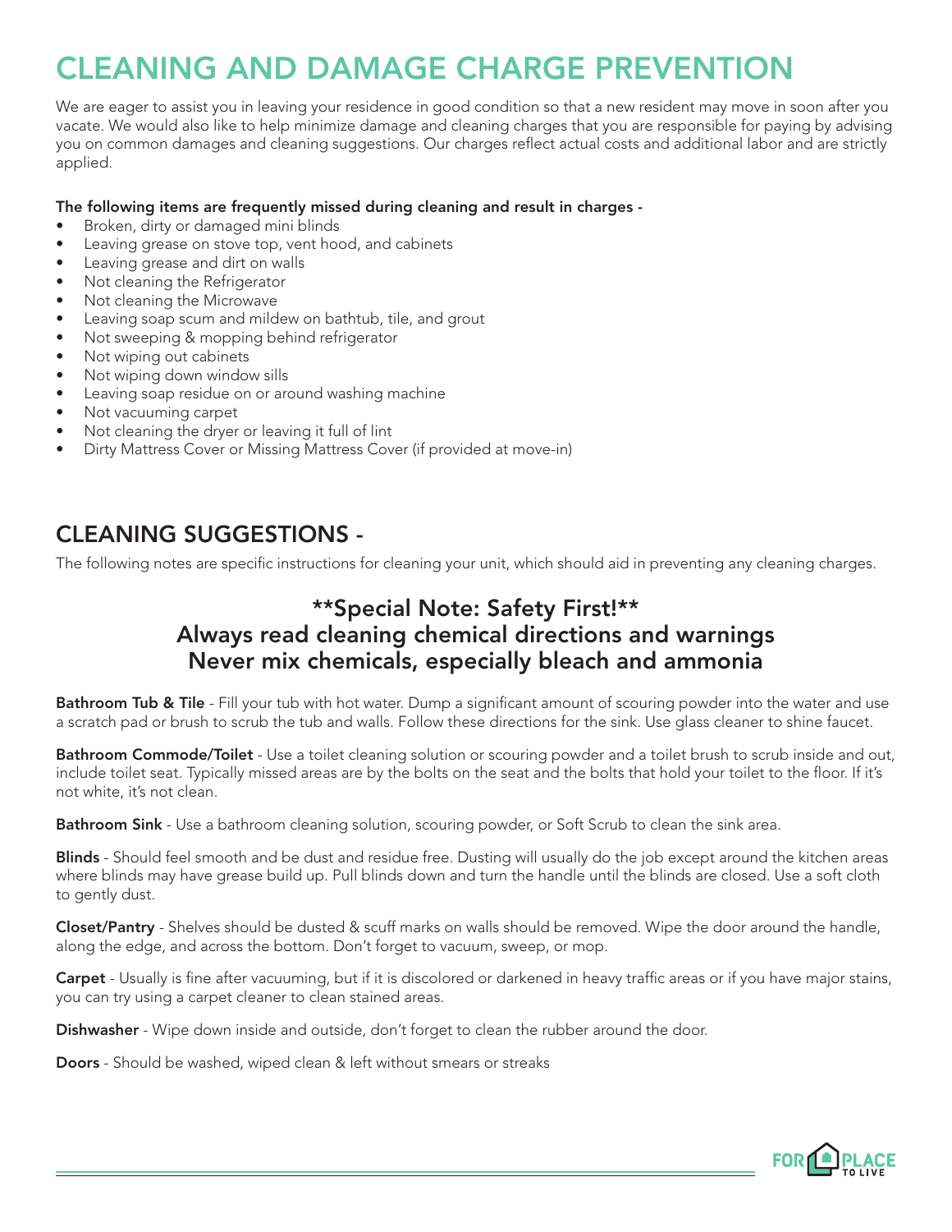# CLEANING AND DAMAGE CHARGE PREVENTION

We are eager to assist you in leaving your residence in good condition so that a new resident may move in soon after you vacate. We would also like to help minimize damage and cleaning charges that you are responsible for paying by advising you on common damages and cleaning suggestions. Our charges reflect actual costs and additional labor and are strictly applied.

**The following items are frequently missed during cleaning and result in charges -**

- Broken, dirty or damaged mini blinds
- Leaving grease on stove top, vent hood, and cabinets
- Leaving grease and dirt on walls
- Not cleaning the Refrigerator
- Not cleaning the Microwave
- Leaving soap scum and mildew on bathtub, tile, and grout
- Not sweeping & mopping behind refrigerator
- Not wiping out cabinets
- Not wiping down window sills
- Leaving soap residue on or around washing machine
- Not vacuuming carpet
- Not cleaning the dryer or leaving it full of lint
- Dirty Mattress Cover or Missing Mattress Cover (if provided at move-in)

## CLEANING SUGGESTIONS -

The following notes are specific instructions for cleaning your unit, which should aid in preventing any cleaning charges.

### **Special Note: Safety First!**
### Always read cleaning chemical directions and warnings
### Never mix chemicals, especially bleach and ammonia

**Bathroom Tub & Tile** - Fill your tub with hot water. Dump a significant amount of scouring powder into the water and use a scratch pad or brush to scrub the tub and walls. Follow these directions for the sink. Use glass cleaner to shine faucet.

**Bathroom Commode/Toilet** - Use a toilet cleaning solution or scouring powder and a toilet brush to scrub inside and out, include toilet seat. Typically missed areas are by the bolts on the seat and the bolts that hold your toilet to the floor. If it's not white, it's not clean.

**Bathroom Sink** - Use a bathroom cleaning solution, scouring powder, or Soft Scrub to clean the sink area.

**Blinds** - Should feel smooth and be dust and residue free. Dusting will usually do the job except around the kitchen areas where blinds may have grease build up. Pull blinds down and turn the handle until the blinds are closed. Use a soft cloth to gently dust.

**Closet/Pantry** - Shelves should be dusted & scuff marks on walls should be removed. Wipe the door around the handle, along the edge, and across the bottom. Don't forget to vacuum, sweep, or mop.

**Carpet** - Usually is fine after vacuuming, but if it is discolored or darkened in heavy traffic areas or if you have major stains, you can try using a carpet cleaner to clean stained areas.

**Dishwasher** - Wipe down inside and outside, don't forget to clean the rubber around the door.

**Doors** - Should be washed, wiped clean & left without smears or streaks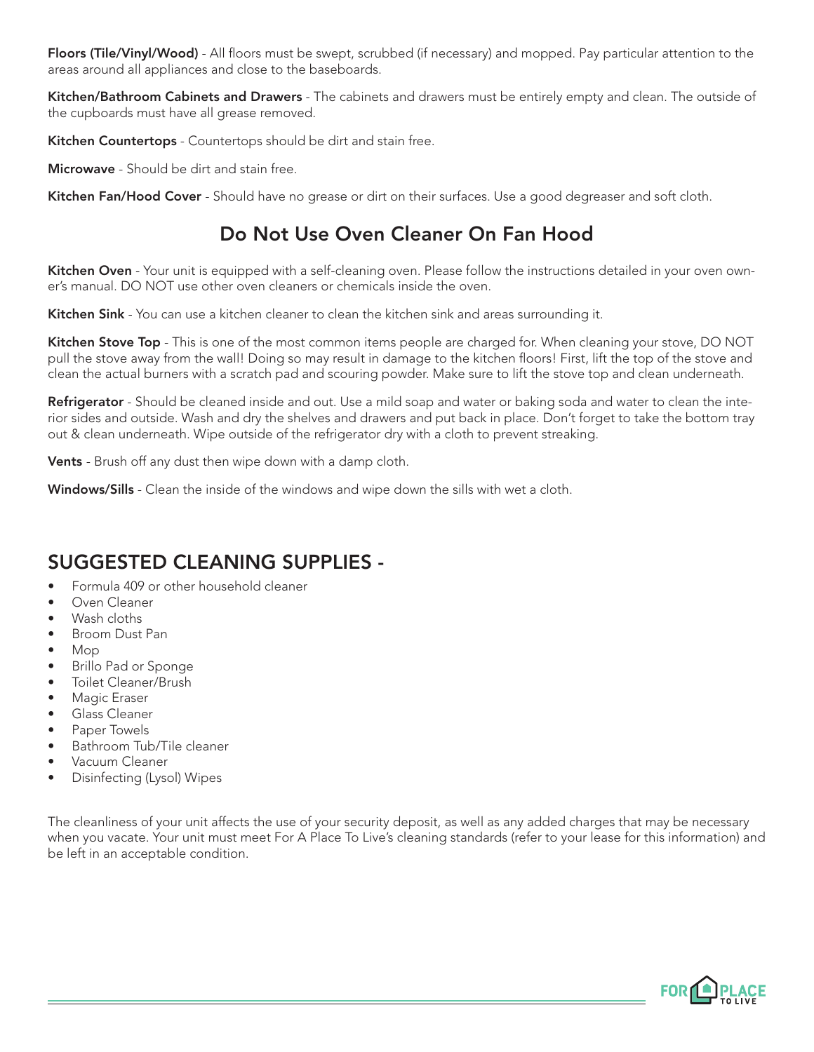**Floors (Tile/Vinyl/Wood)** - All floors must be swept, scrubbed (if necessary) and mopped. Pay particular attention to the areas around all appliances and close to the baseboards.

**Kitchen/Bathroom Cabinets and Drawers** - The cabinets and drawers must be entirely empty and clean. The outside of the cupboards must have all grease removed.

**Kitchen Countertops** - Countertops should be dirt and stain free.

**Microwave** - Should be dirt and stain free.

**Kitchen Fan/Hood Cover** - Should have no grease or dirt on their surfaces. Use a good degreaser and soft cloth.

## Do Not Use Oven Cleaner On Fan Hood

**Kitchen Oven** - Your unit is equipped with a self-cleaning oven. Please follow the instructions detailed in your oven owner's manual. DO NOT use other oven cleaners or chemicals inside the oven.

**Kitchen Sink** - You can use a kitchen cleaner to clean the kitchen sink and areas surrounding it.

**Kitchen Stove Top** - This is one of the most common items people are charged for. When cleaning your stove, DO NOT pull the stove away from the wall! Doing so may result in damage to the kitchen floors! First, lift the top of the stove and clean the actual burners with a scratch pad and scouring powder. Make sure to lift the stove top and clean underneath.

**Refrigerator** - Should be cleaned inside and out. Use a mild soap and water or baking soda and water to clean the interior sides and outside. Wash and dry the shelves and drawers and put back in place. Don't forget to take the bottom tray out & clean underneath. Wipe outside of the refrigerator dry with a cloth to prevent streaking.

**Vents** - Brush off any dust then wipe down with a damp cloth.

**Windows/Sills** - Clean the inside of the windows and wipe down the sills with wet a cloth.

## SUGGESTED CLEANING SUPPLIES -

- Formula 409 or other household cleaner
- Oven Cleaner
- Wash cloths
- Broom Dust Pan
- Mop
- Brillo Pad or Sponge
- Toilet Cleaner/Brush
- Magic Eraser
- Glass Cleaner
- Paper Towels
- Bathroom Tub/Tile cleaner
- Vacuum Cleaner
- Disinfecting (Lysol) Wipes

The cleanliness of your unit affects the use of your security deposit, as well as any added charges that may be necessary when you vacate. Your unit must meet For A Place To Live's cleaning standards (refer to your lease for this information) and be left in an acceptable condition.